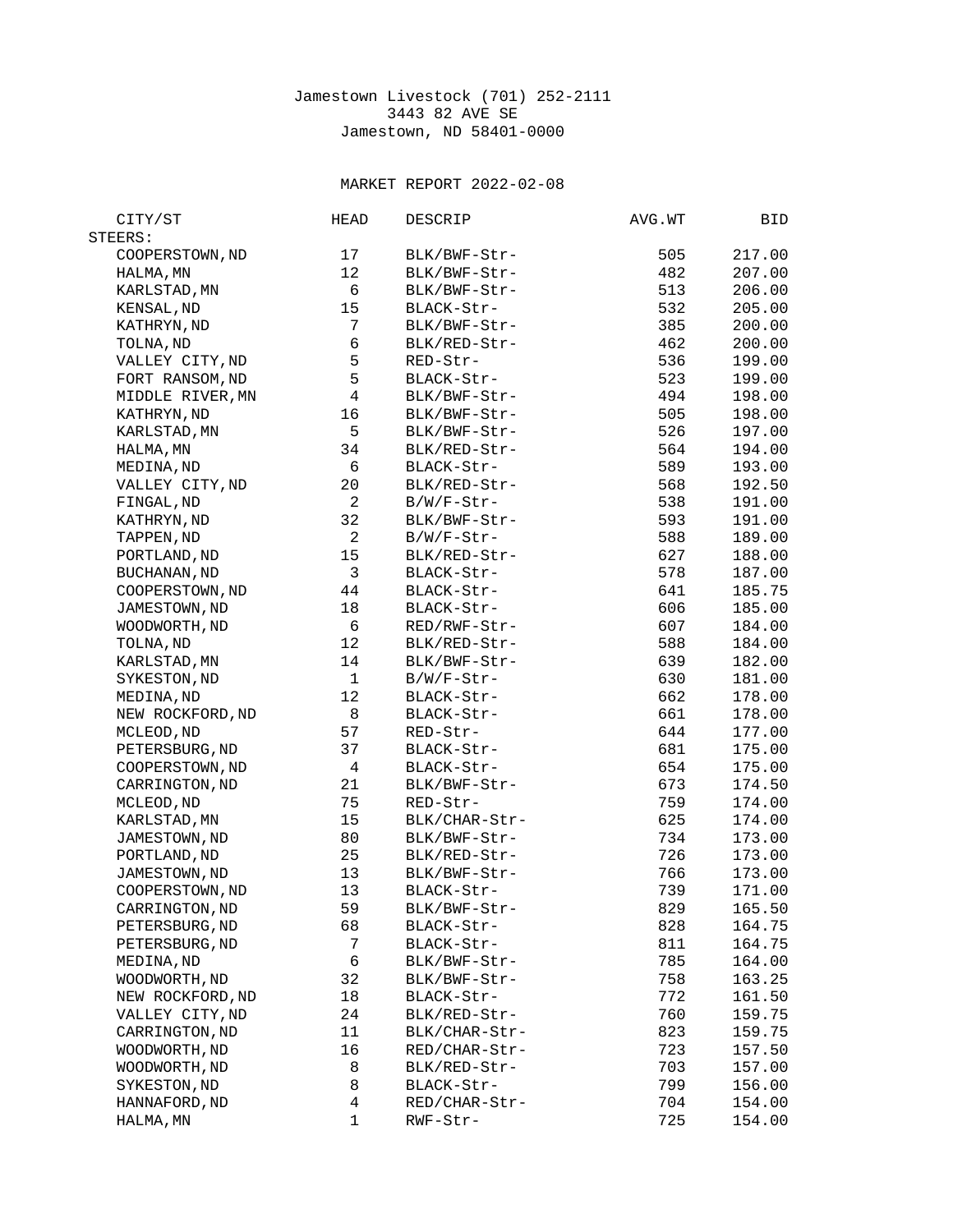Jamestown Livestock (701) 252-2111
3443 82 AVE SE
Jamestown, ND 58401-0000

MARKET REPORT 2022-02-08

| CITY/ST | HEAD | DESCRIP | AVG.WT | BID |
|---|---|---|---|---|
| STEERS: | | | | |
| COOPERSTOWN,ND | 17 | BLK/BWF-Str- | 505 | 217.00 |
| HALMA,MN | 12 | BLK/BWF-Str- | 482 | 207.00 |
| KARLSTAD,MN | 6 | BLK/BWF-Str- | 513 | 206.00 |
| KENSAL,ND | 15 | BLACK-Str- | 532 | 205.00 |
| KATHRYN,ND | 7 | BLK/BWF-Str- | 385 | 200.00 |
| TOLNA,ND | 6 | BLK/RED-Str- | 462 | 200.00 |
| VALLEY CITY,ND | 5 | RED-Str- | 536 | 199.00 |
| FORT RANSOM,ND | 5 | BLACK-Str- | 523 | 199.00 |
| MIDDLE RIVER,MN | 4 | BLK/BWF-Str- | 494 | 198.00 |
| KATHRYN,ND | 16 | BLK/BWF-Str- | 505 | 198.00 |
| KARLSTAD,MN | 5 | BLK/BWF-Str- | 526 | 197.00 |
| HALMA,MN | 34 | BLK/RED-Str- | 564 | 194.00 |
| MEDINA,ND | 6 | BLACK-Str- | 589 | 193.00 |
| VALLEY CITY,ND | 20 | BLK/RED-Str- | 568 | 192.50 |
| FINGAL,ND | 2 | B/W/F-Str- | 538 | 191.00 |
| KATHRYN,ND | 32 | BLK/BWF-Str- | 593 | 191.00 |
| TAPPEN,ND | 2 | B/W/F-Str- | 588 | 189.00 |
| PORTLAND,ND | 15 | BLK/RED-Str- | 627 | 188.00 |
| BUCHANAN,ND | 3 | BLACK-Str- | 578 | 187.00 |
| COOPERSTOWN,ND | 44 | BLACK-Str- | 641 | 185.75 |
| JAMESTOWN,ND | 18 | BLACK-Str- | 606 | 185.00 |
| WOODWORTH,ND | 6 | RED/RWF-Str- | 607 | 184.00 |
| TOLNA,ND | 12 | BLK/RED-Str- | 588 | 184.00 |
| KARLSTAD,MN | 14 | BLK/BWF-Str- | 639 | 182.00 |
| SYKESTON,ND | 1 | B/W/F-Str- | 630 | 181.00 |
| MEDINA,ND | 12 | BLACK-Str- | 662 | 178.00 |
| NEW ROCKFORD,ND | 8 | BLACK-Str- | 661 | 178.00 |
| MCLEOD,ND | 57 | RED-Str- | 644 | 177.00 |
| PETERSBURG,ND | 37 | BLACK-Str- | 681 | 175.00 |
| COOPERSTOWN,ND | 4 | BLACK-Str- | 654 | 175.00 |
| CARRINGTON,ND | 21 | BLK/BWF-Str- | 673 | 174.50 |
| MCLEOD,ND | 75 | RED-Str- | 759 | 174.00 |
| KARLSTAD,MN | 15 | BLK/CHAR-Str- | 625 | 174.00 |
| JAMESTOWN,ND | 80 | BLK/BWF-Str- | 734 | 173.00 |
| PORTLAND,ND | 25 | BLK/RED-Str- | 726 | 173.00 |
| JAMESTOWN,ND | 13 | BLK/BWF-Str- | 766 | 173.00 |
| COOPERSTOWN,ND | 13 | BLACK-Str- | 739 | 171.00 |
| CARRINGTON,ND | 59 | BLK/BWF-Str- | 829 | 165.50 |
| PETERSBURG,ND | 68 | BLACK-Str- | 828 | 164.75 |
| PETERSBURG,ND | 7 | BLACK-Str- | 811 | 164.75 |
| MEDINA,ND | 6 | BLK/BWF-Str- | 785 | 164.00 |
| WOODWORTH,ND | 32 | BLK/BWF-Str- | 758 | 163.25 |
| NEW ROCKFORD,ND | 18 | BLACK-Str- | 772 | 161.50 |
| VALLEY CITY,ND | 24 | BLK/RED-Str- | 760 | 159.75 |
| CARRINGTON,ND | 11 | BLK/CHAR-Str- | 823 | 159.75 |
| WOODWORTH,ND | 16 | RED/CHAR-Str- | 723 | 157.50 |
| WOODWORTH,ND | 8 | BLK/RED-Str- | 703 | 157.00 |
| SYKESTON,ND | 8 | BLACK-Str- | 799 | 156.00 |
| HANNAFORD,ND | 4 | RED/CHAR-Str- | 704 | 154.00 |
| HALMA,MN | 1 | RWF-Str- | 725 | 154.00 |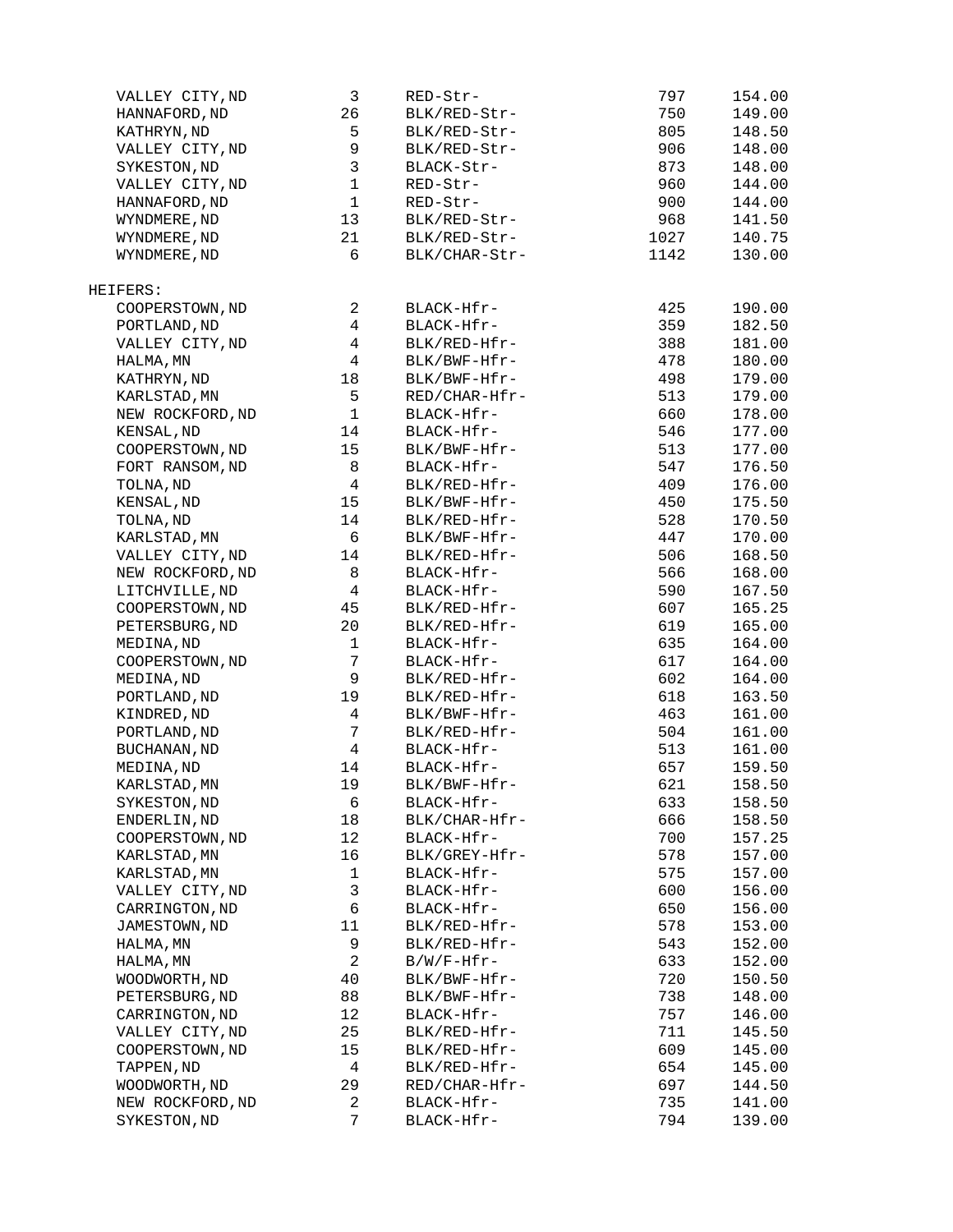| | | | | |
|---|---|---|---|---|
| VALLEY CITY,ND | 3 | RED-Str- | 797 | 154.00 |
| HANNAFORD,ND | 26 | BLK/RED-Str- | 750 | 149.00 |
| KATHRYN,ND | 5 | BLK/RED-Str- | 805 | 148.50 |
| VALLEY CITY,ND | 9 | BLK/RED-Str- | 906 | 148.00 |
| SYKESTON,ND | 3 | BLACK-Str- | 873 | 148.00 |
| VALLEY CITY,ND | 1 | RED-Str- | 960 | 144.00 |
| HANNAFORD,ND | 1 | RED-Str- | 900 | 144.00 |
| WYNDMERE,ND | 13 | BLK/RED-Str- | 968 | 141.50 |
| WYNDMERE,ND | 21 | BLK/RED-Str- | 1027 | 140.75 |
| WYNDMERE,ND | 6 | BLK/CHAR-Str- | 1142 | 130.00 |

HEIFERS:

| | | | | |
|---|---|---|---|---|
| COOPERSTOWN,ND | 2 | BLACK-Hfr- | 425 | 190.00 |
| PORTLAND,ND | 4 | BLACK-Hfr- | 359 | 182.50 |
| VALLEY CITY,ND | 4 | BLK/RED-Hfr- | 388 | 181.00 |
| HALMA,MN | 4 | BLK/BWF-Hfr- | 478 | 180.00 |
| KATHRYN,ND | 18 | BLK/BWF-Hfr- | 498 | 179.00 |
| KARLSTAD,MN | 5 | RED/CHAR-Hfr- | 513 | 179.00 |
| NEW ROCKFORD,ND | 1 | BLACK-Hfr- | 660 | 178.00 |
| KENSAL,ND | 14 | BLACK-Hfr- | 546 | 177.00 |
| COOPERSTOWN,ND | 15 | BLK/BWF-Hfr- | 513 | 177.00 |
| FORT RANSOM,ND | 8 | BLACK-Hfr- | 547 | 176.50 |
| TOLNA,ND | 4 | BLK/RED-Hfr- | 409 | 176.00 |
| KENSAL,ND | 15 | BLK/BWF-Hfr- | 450 | 175.50 |
| TOLNA,ND | 14 | BLK/RED-Hfr- | 528 | 170.50 |
| KARLSTAD,MN | 6 | BLK/BWF-Hfr- | 447 | 170.00 |
| VALLEY CITY,ND | 14 | BLK/RED-Hfr- | 506 | 168.50 |
| NEW ROCKFORD,ND | 8 | BLACK-Hfr- | 566 | 168.00 |
| LITCHVILLE,ND | 4 | BLACK-Hfr- | 590 | 167.50 |
| COOPERSTOWN,ND | 45 | BLK/RED-Hfr- | 607 | 165.25 |
| PETERSBURG,ND | 20 | BLK/RED-Hfr- | 619 | 165.00 |
| MEDINA,ND | 1 | BLACK-Hfr- | 635 | 164.00 |
| COOPERSTOWN,ND | 7 | BLACK-Hfr- | 617 | 164.00 |
| MEDINA,ND | 9 | BLK/RED-Hfr- | 602 | 164.00 |
| PORTLAND,ND | 19 | BLK/RED-Hfr- | 618 | 163.50 |
| KINDRED,ND | 4 | BLK/BWF-Hfr- | 463 | 161.00 |
| PORTLAND,ND | 7 | BLK/RED-Hfr- | 504 | 161.00 |
| BUCHANAN,ND | 4 | BLACK-Hfr- | 513 | 161.00 |
| MEDINA,ND | 14 | BLACK-Hfr- | 657 | 159.50 |
| KARLSTAD,MN | 19 | BLK/BWF-Hfr- | 621 | 158.50 |
| SYKESTON,ND | 6 | BLACK-Hfr- | 633 | 158.50 |
| ENDERLIN,ND | 18 | BLK/CHAR-Hfr- | 666 | 158.50 |
| COOPERSTOWN,ND | 12 | BLACK-Hfr- | 700 | 157.25 |
| KARLSTAD,MN | 16 | BLK/GREY-Hfr- | 578 | 157.00 |
| KARLSTAD,MN | 1 | BLACK-Hfr- | 575 | 157.00 |
| VALLEY CITY,ND | 3 | BLACK-Hfr- | 600 | 156.00 |
| CARRINGTON,ND | 6 | BLACK-Hfr- | 650 | 156.00 |
| JAMESTOWN,ND | 11 | BLK/RED-Hfr- | 578 | 153.00 |
| HALMA,MN | 9 | BLK/RED-Hfr- | 543 | 152.00 |
| HALMA,MN | 2 | B/W/F-Hfr- | 633 | 152.00 |
| WOODWORTH,ND | 40 | BLK/BWF-Hfr- | 720 | 150.50 |
| PETERSBURG,ND | 88 | BLK/BWF-Hfr- | 738 | 148.00 |
| CARRINGTON,ND | 12 | BLACK-Hfr- | 757 | 146.00 |
| VALLEY CITY,ND | 25 | BLK/RED-Hfr- | 711 | 145.50 |
| COOPERSTOWN,ND | 15 | BLK/RED-Hfr- | 609 | 145.00 |
| TAPPEN,ND | 4 | BLK/RED-Hfr- | 654 | 145.00 |
| WOODWORTH,ND | 29 | RED/CHAR-Hfr- | 697 | 144.50 |
| NEW ROCKFORD,ND | 2 | BLACK-Hfr- | 735 | 141.00 |
| SYKESTON,ND | 7 | BLACK-Hfr- | 794 | 139.00 |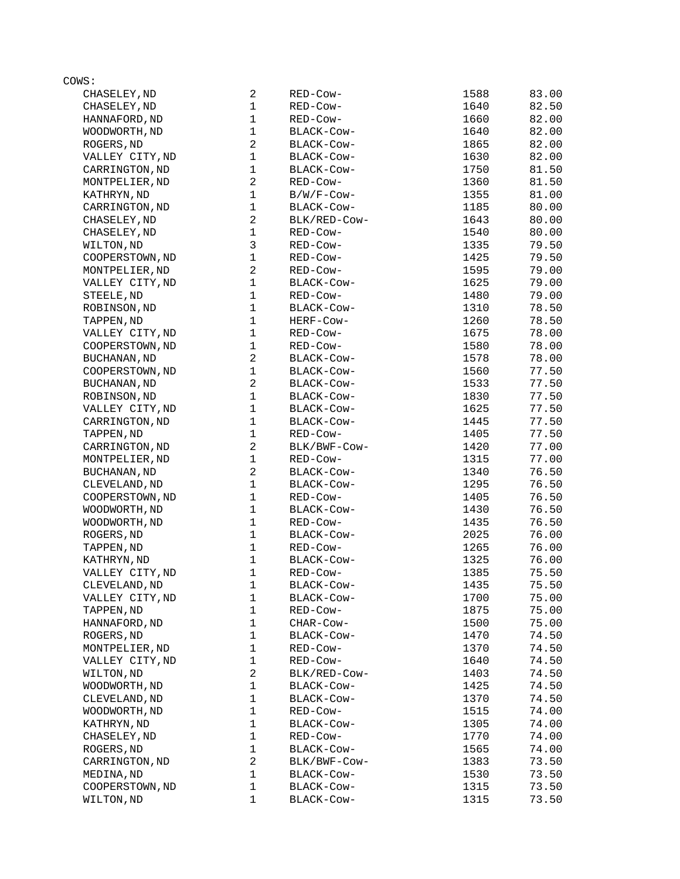COWS:

| Location | Head | Type | Weight | Price |
|---|---|---|---|---|
| CHASELEY,ND | 2 | RED-Cow- | 1588 | 83.00 |
| CHASELEY,ND | 1 | RED-Cow- | 1640 | 82.50 |
| HANNAFORD,ND | 1 | RED-Cow- | 1660 | 82.00 |
| WOODWORTH,ND | 1 | BLACK-Cow- | 1640 | 82.00 |
| ROGERS,ND | 2 | BLACK-Cow- | 1865 | 82.00 |
| VALLEY CITY,ND | 1 | BLACK-Cow- | 1630 | 82.00 |
| CARRINGTON,ND | 1 | BLACK-Cow- | 1750 | 81.50 |
| MONTPELIER,ND | 2 | RED-Cow- | 1360 | 81.50 |
| KATHRYN,ND | 1 | B/W/F-Cow- | 1355 | 81.00 |
| CARRINGTON,ND | 1 | BLACK-Cow- | 1185 | 80.00 |
| CHASELEY,ND | 2 | BLK/RED-Cow- | 1643 | 80.00 |
| CHASELEY,ND | 1 | RED-Cow- | 1540 | 80.00 |
| WILTON,ND | 3 | RED-Cow- | 1335 | 79.50 |
| COOPERSTOWN,ND | 1 | RED-Cow- | 1425 | 79.50 |
| MONTPELIER,ND | 2 | RED-Cow- | 1595 | 79.00 |
| VALLEY CITY,ND | 1 | BLACK-Cow- | 1625 | 79.00 |
| STEELE,ND | 1 | RED-Cow- | 1480 | 79.00 |
| ROBINSON,ND | 1 | BLACK-Cow- | 1310 | 78.50 |
| TAPPEN,ND | 1 | HERF-Cow- | 1260 | 78.50 |
| VALLEY CITY,ND | 1 | RED-Cow- | 1675 | 78.00 |
| COOPERSTOWN,ND | 1 | RED-Cow- | 1580 | 78.00 |
| BUCHANAN,ND | 2 | BLACK-Cow- | 1578 | 78.00 |
| COOPERSTOWN,ND | 1 | BLACK-Cow- | 1560 | 77.50 |
| BUCHANAN,ND | 2 | BLACK-Cow- | 1533 | 77.50 |
| ROBINSON,ND | 1 | BLACK-Cow- | 1830 | 77.50 |
| VALLEY CITY,ND | 1 | BLACK-Cow- | 1625 | 77.50 |
| CARRINGTON,ND | 1 | BLACK-Cow- | 1445 | 77.50 |
| TAPPEN,ND | 1 | RED-Cow- | 1405 | 77.50 |
| CARRINGTON,ND | 2 | BLK/BWF-Cow- | 1420 | 77.00 |
| MONTPELIER,ND | 1 | RED-Cow- | 1315 | 77.00 |
| BUCHANAN,ND | 2 | BLACK-Cow- | 1340 | 76.50 |
| CLEVELAND,ND | 1 | BLACK-Cow- | 1295 | 76.50 |
| COOPERSTOWN,ND | 1 | RED-Cow- | 1405 | 76.50 |
| WOODWORTH,ND | 1 | BLACK-Cow- | 1430 | 76.50 |
| WOODWORTH,ND | 1 | RED-Cow- | 1435 | 76.50 |
| ROGERS,ND | 1 | BLACK-Cow- | 2025 | 76.00 |
| TAPPEN,ND | 1 | RED-Cow- | 1265 | 76.00 |
| KATHRYN,ND | 1 | BLACK-Cow- | 1325 | 76.00 |
| VALLEY CITY,ND | 1 | RED-Cow- | 1385 | 75.50 |
| CLEVELAND,ND | 1 | BLACK-Cow- | 1435 | 75.50 |
| VALLEY CITY,ND | 1 | BLACK-Cow- | 1700 | 75.00 |
| TAPPEN,ND | 1 | RED-Cow- | 1875 | 75.00 |
| HANNAFORD,ND | 1 | CHAR-Cow- | 1500 | 75.00 |
| ROGERS,ND | 1 | BLACK-Cow- | 1470 | 74.50 |
| MONTPELIER,ND | 1 | RED-Cow- | 1370 | 74.50 |
| VALLEY CITY,ND | 1 | RED-Cow- | 1640 | 74.50 |
| WILTON,ND | 2 | BLK/RED-Cow- | 1403 | 74.50 |
| WOODWORTH,ND | 1 | BLACK-Cow- | 1425 | 74.50 |
| CLEVELAND,ND | 1 | BLACK-Cow- | 1370 | 74.50 |
| WOODWORTH,ND | 1 | RED-Cow- | 1515 | 74.00 |
| KATHRYN,ND | 1 | BLACK-Cow- | 1305 | 74.00 |
| CHASELEY,ND | 1 | RED-Cow- | 1770 | 74.00 |
| ROGERS,ND | 1 | BLACK-Cow- | 1565 | 74.00 |
| CARRINGTON,ND | 2 | BLK/BWF-Cow- | 1383 | 73.50 |
| MEDINA,ND | 1 | BLACK-Cow- | 1530 | 73.50 |
| COOPERSTOWN,ND | 1 | BLACK-Cow- | 1315 | 73.50 |
| WILTON,ND | 1 | BLACK-Cow- | 1315 | 73.50 |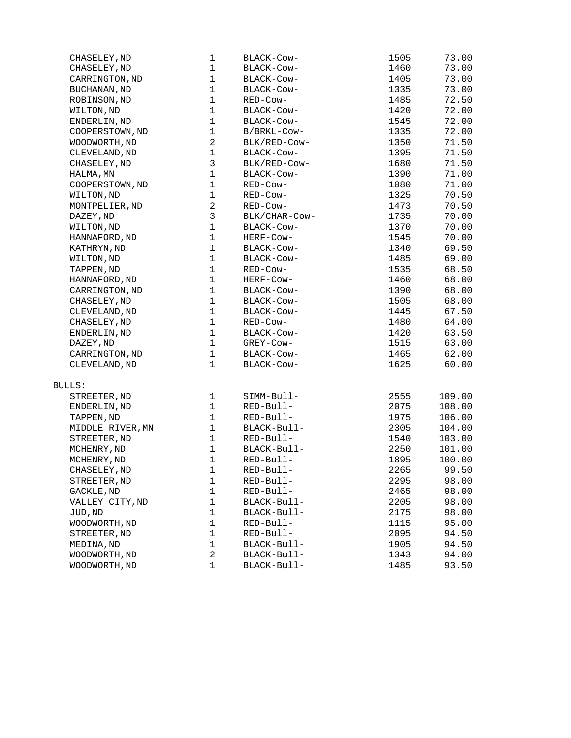| | | | | |
|---|---|---|---|---|
| CHASELEY,ND | 1 | BLACK-Cow- | 1505 | 73.00 |
| CHASELEY,ND | 1 | BLACK-Cow- | 1460 | 73.00 |
| CARRINGTON,ND | 1 | BLACK-Cow- | 1405 | 73.00 |
| BUCHANAN,ND | 1 | BLACK-Cow- | 1335 | 73.00 |
| ROBINSON,ND | 1 | RED-Cow- | 1485 | 72.50 |
| WILTON,ND | 1 | BLACK-Cow- | 1420 | 72.00 |
| ENDERLIN,ND | 1 | BLACK-Cow- | 1545 | 72.00 |
| COOPERSTOWN,ND | 1 | B/BRKL-Cow- | 1335 | 72.00 |
| WOODWORTH,ND | 2 | BLK/RED-Cow- | 1350 | 71.50 |
| CLEVELAND,ND | 1 | BLACK-Cow- | 1395 | 71.50 |
| CHASELEY,ND | 3 | BLK/RED-Cow- | 1680 | 71.50 |
| HALMA,MN | 1 | BLACK-Cow- | 1390 | 71.00 |
| COOPERSTOWN,ND | 1 | RED-Cow- | 1080 | 71.00 |
| WILTON,ND | 1 | RED-Cow- | 1325 | 70.50 |
| MONTPELIER,ND | 2 | RED-Cow- | 1473 | 70.50 |
| DAZEY,ND | 3 | BLK/CHAR-Cow- | 1735 | 70.00 |
| WILTON,ND | 1 | BLACK-Cow- | 1370 | 70.00 |
| HANNAFORD,ND | 1 | HERF-Cow- | 1545 | 70.00 |
| KATHRYN,ND | 1 | BLACK-Cow- | 1340 | 69.50 |
| WILTON,ND | 1 | BLACK-Cow- | 1485 | 69.00 |
| TAPPEN,ND | 1 | RED-Cow- | 1535 | 68.50 |
| HANNAFORD,ND | 1 | HERF-Cow- | 1460 | 68.00 |
| CARRINGTON,ND | 1 | BLACK-Cow- | 1390 | 68.00 |
| CHASELEY,ND | 1 | BLACK-Cow- | 1505 | 68.00 |
| CLEVELAND,ND | 1 | BLACK-Cow- | 1445 | 67.50 |
| CHASELEY,ND | 1 | RED-Cow- | 1480 | 64.00 |
| ENDERLIN,ND | 1 | BLACK-Cow- | 1420 | 63.50 |
| DAZEY,ND | 1 | GREY-Cow- | 1515 | 63.00 |
| CARRINGTON,ND | 1 | BLACK-Cow- | 1465 | 62.00 |
| CLEVELAND,ND | 1 | BLACK-Cow- | 1625 | 60.00 |

BULLS:

| | | | | |
|---|---|---|---|---|
| STREETER,ND | 1 | SIMM-Bull- | 2555 | 109.00 |
| ENDERLIN,ND | 1 | RED-Bull- | 2075 | 108.00 |
| TAPPEN,ND | 1 | RED-Bull- | 1975 | 106.00 |
| MIDDLE RIVER,MN | 1 | BLACK-Bull- | 2305 | 104.00 |
| STREETER,ND | 1 | RED-Bull- | 1540 | 103.00 |
| MCHENRY,ND | 1 | BLACK-Bull- | 2250 | 101.00 |
| MCHENRY,ND | 1 | RED-Bull- | 1895 | 100.00 |
| CHASELEY,ND | 1 | RED-Bull- | 2265 | 99.50 |
| STREETER,ND | 1 | RED-Bull- | 2295 | 98.00 |
| GACKLE,ND | 1 | RED-Bull- | 2465 | 98.00 |
| VALLEY CITY,ND | 1 | BLACK-Bull- | 2205 | 98.00 |
| JUD,ND | 1 | BLACK-Bull- | 2175 | 98.00 |
| WOODWORTH,ND | 1 | RED-Bull- | 1115 | 95.00 |
| STREETER,ND | 1 | RED-Bull- | 2095 | 94.50 |
| MEDINA,ND | 1 | BLACK-Bull- | 1905 | 94.50 |
| WOODWORTH,ND | 2 | BLACK-Bull- | 1343 | 94.00 |
| WOODWORTH,ND | 1 | BLACK-Bull- | 1485 | 93.50 |